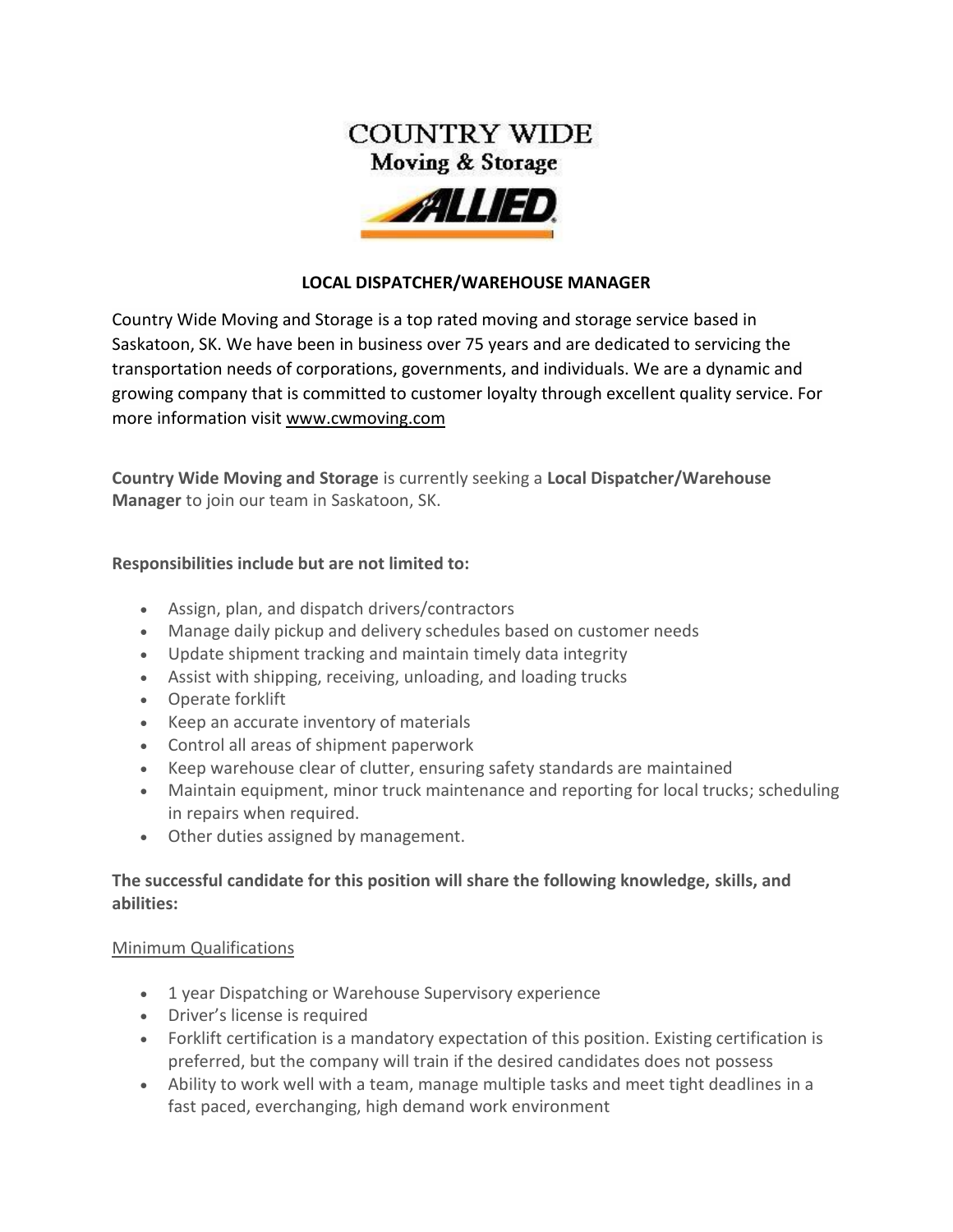COUNTRY WIDE
Moving & Storage

ALLIED

# LOCAL DISPATCHER/WAREHOUSE MANAGER

Country Wide Moving and Storage is a top rated moving and storage service based in Saskatoon, SK. We have been in business over 75 years and are dedicated to servicing the transportation needs of corporations, governments, and individuals. We are a dynamic and growing company that is committed to customer loyalty through excellent quality service. For more information visit www.cwmoving.com

**Country Wide Moving and Storage** is currently seeking a **Local Dispatcher/Warehouse Manager** to join our team in Saskatoon, SK.

**Responsibilities include but are not limited to:**

- Assign, plan, and dispatch drivers/contractors
- Manage daily pickup and delivery schedules based on customer needs
- Update shipment tracking and maintain timely data integrity
- Assist with shipping, receiving, unloading, and loading trucks
- Operate forklift
- Keep an accurate inventory of materials
- Control all areas of shipment paperwork
- Keep warehouse clear of clutter, ensuring safety standards are maintained
- Maintain equipment, minor truck maintenance and reporting for local trucks; scheduling in repairs when required.
- Other duties assigned by management.

**The successful candidate for this position will share the following knowledge, skills, and abilities:**

Minimum Qualifications

- 1 year Dispatching or Warehouse Supervisory experience
- Driver's license is required
- Forklift certification is a mandatory expectation of this position. Existing certification is preferred, but the company will train if the desired candidates does not possess
- Ability to work well with a team, manage multiple tasks and meet tight deadlines in a fast paced, everchanging, high demand work environment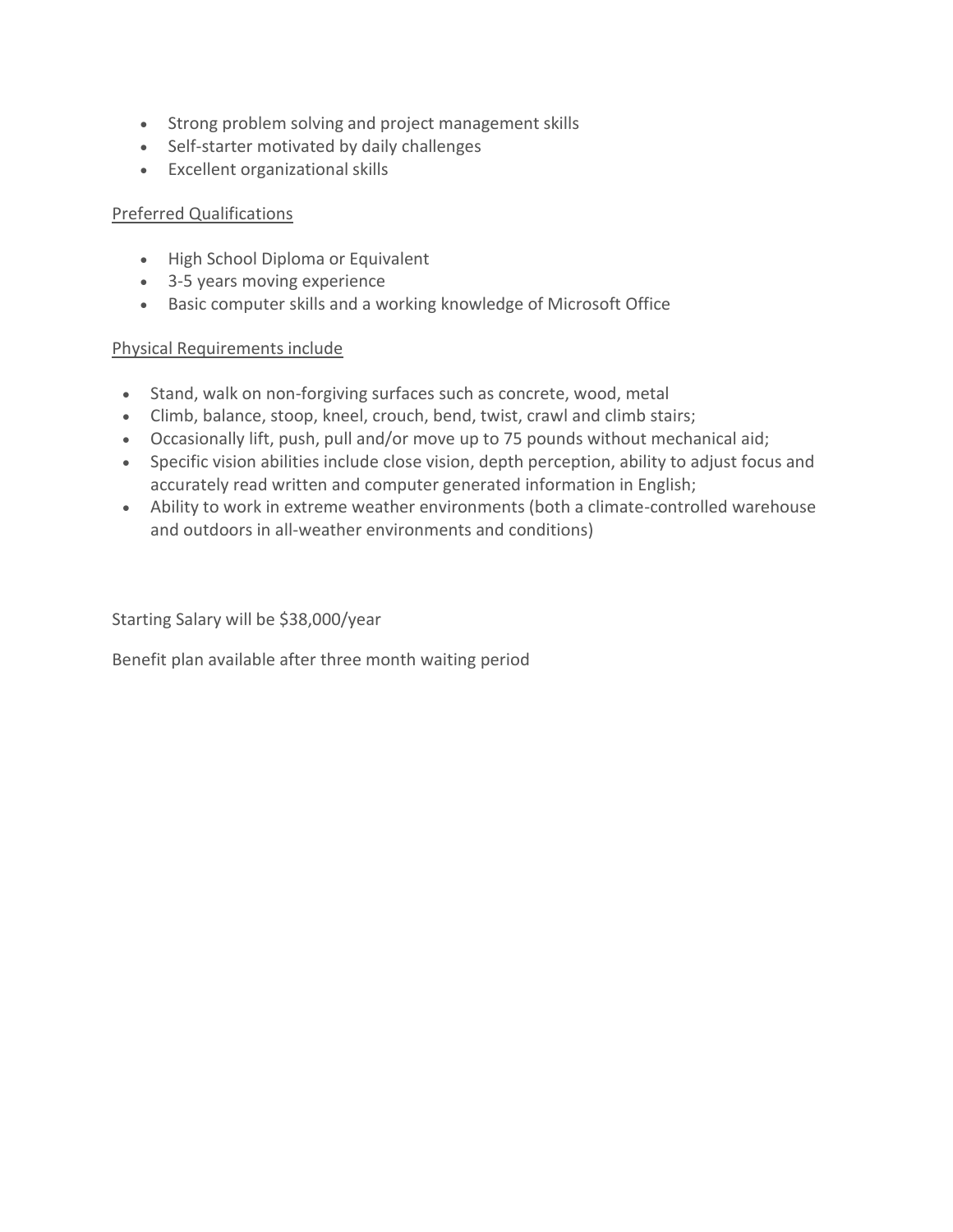- Strong problem solving and project management skills
- Self-starter motivated by daily challenges
- Excellent organizational skills

Preferred Qualifications

- High School Diploma or Equivalent
- 3-5 years moving experience
- Basic computer skills and a working knowledge of Microsoft Office

Physical Requirements include

- Stand, walk on non-forgiving surfaces such as concrete, wood, metal
- Climb, balance, stoop, kneel, crouch, bend, twist, crawl and climb stairs;
- Occasionally lift, push, pull and/or move up to 75 pounds without mechanical aid;
- Specific vision abilities include close vision, depth perception, ability to adjust focus and accurately read written and computer generated information in English;
- Ability to work in extreme weather environments (both a climate-controlled warehouse and outdoors in all-weather environments and conditions)

Starting Salary will be $38,000/year

Benefit plan available after three month waiting period